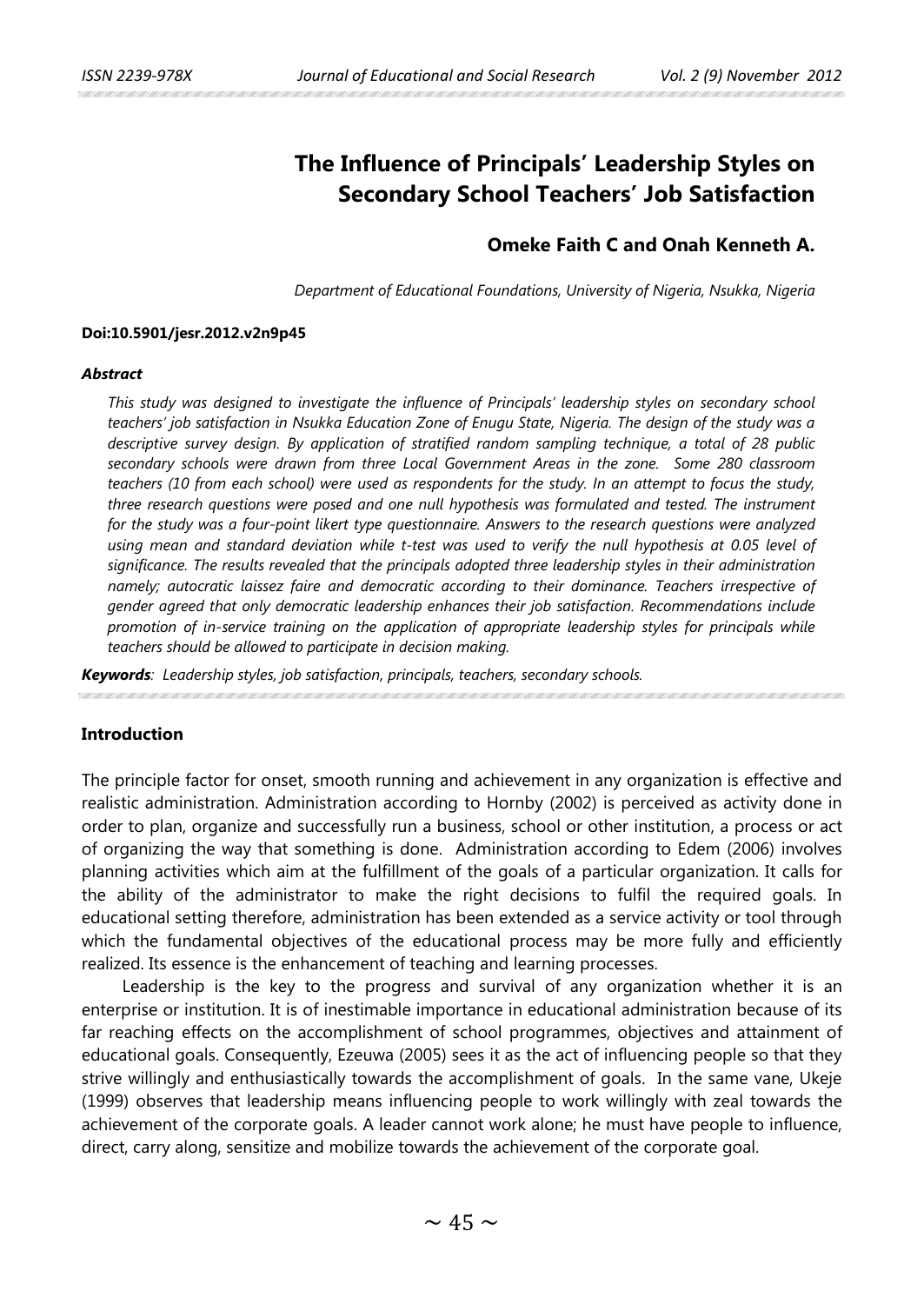# The Influence of Principals' Leadership Styles on Secondary School Teachers' Job Satisfaction

**Omeke Faith C and Onah Kenneth A.**

*Department of Educational Foundations, University of Nigeria, Nsukka, Nigeria*

**Doi:10.5901/jesr.2012.v2n9p45**

***Abstract***

*This study was designed to investigate the influence of Principals' leadership styles on secondary school teachers' job satisfaction in Nsukka Education Zone of Enugu State, Nigeria. The design of the study was a descriptive survey design. By application of stratified random sampling technique, a total of 28 public secondary schools were drawn from three Local Government Areas in the zone. Some 280 classroom teachers (10 from each school) were used as respondents for the study. In an attempt to focus the study, three research questions were posed and one null hypothesis was formulated and tested. The instrument for the study was a four-point likert type questionnaire. Answers to the research questions were analyzed using mean and standard deviation while t-test was used to verify the null hypothesis at 0.05 level of significance. The results revealed that the principals adopted three leadership styles in their administration namely; autocratic laissez faire and democratic according to their dominance. Teachers irrespective of gender agreed that only democratic leadership enhances their job satisfaction. Recommendations include promotion of in-service training on the application of appropriate leadership styles for principals while teachers should be allowed to participate in decision making.*

***Keywords****: Leadership styles, job satisfaction, principals, teachers, secondary schools.*

## Introduction

The principle factor for onset, smooth running and achievement in any organization is effective and realistic administration. Administration according to Hornby (2002) is perceived as activity done in order to plan, organize and successfully run a business, school or other institution, a process or act of organizing the way that something is done. Administration according to Edem (2006) involves planning activities which aim at the fulfillment of the goals of a particular organization. It calls for the ability of the administrator to make the right decisions to fulfil the required goals. In educational setting therefore, administration has been extended as a service activity or tool through which the fundamental objectives of the educational process may be more fully and efficiently realized. Its essence is the enhancement of teaching and learning processes.

Leadership is the key to the progress and survival of any organization whether it is an enterprise or institution. It is of inestimable importance in educational administration because of its far reaching effects on the accomplishment of school programmes, objectives and attainment of educational goals. Consequently, Ezeuwa (2005) sees it as the act of influencing people so that they strive willingly and enthusiastically towards the accomplishment of goals. In the same vane, Ukeje (1999) observes that leadership means influencing people to work willingly with zeal towards the achievement of the corporate goals. A leader cannot work alone; he must have people to influence, direct, carry along, sensitize and mobilize towards the achievement of the corporate goal.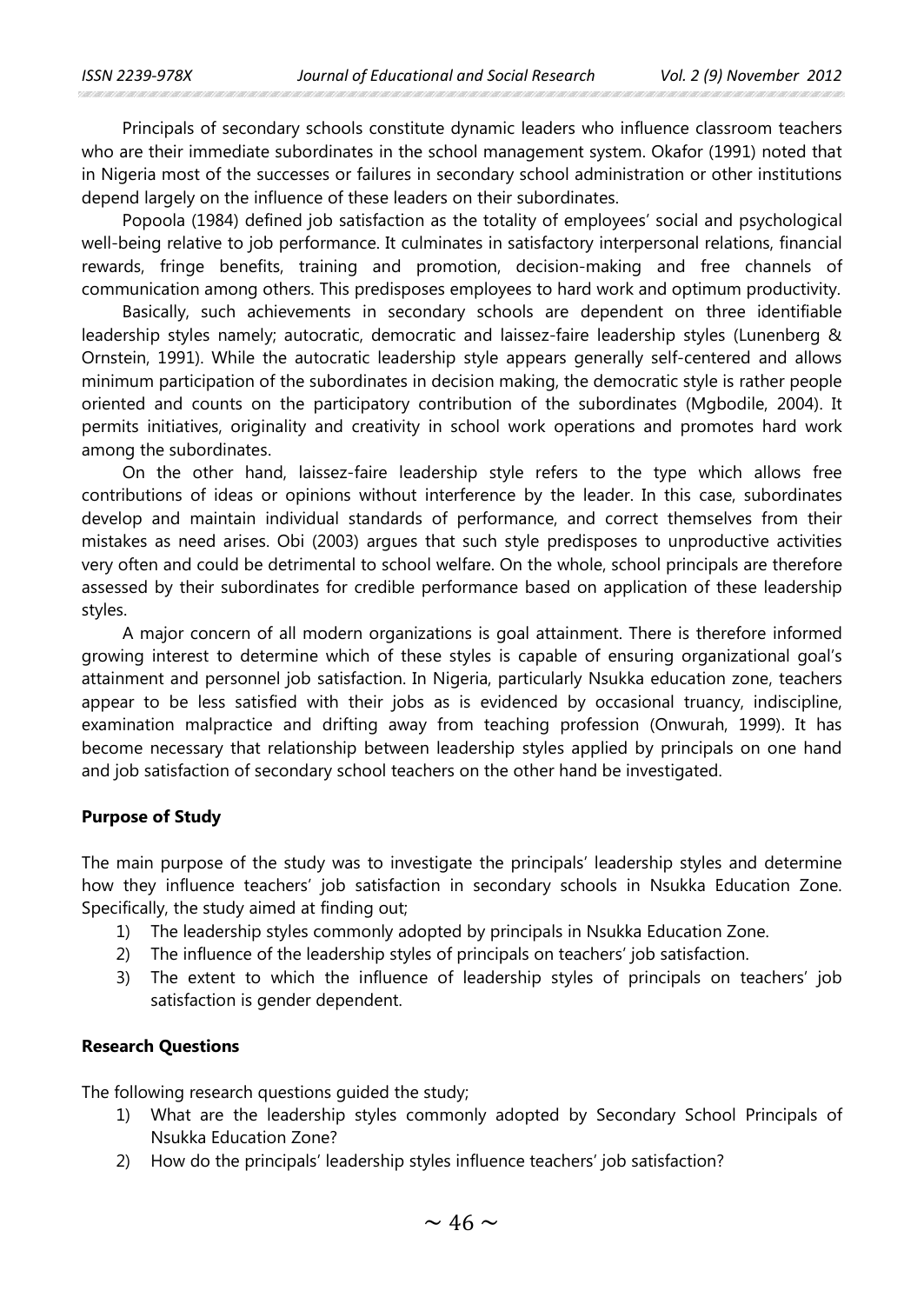Principals of secondary schools constitute dynamic leaders who influence classroom teachers who are their immediate subordinates in the school management system. Okafor (1991) noted that in Nigeria most of the successes or failures in secondary school administration or other institutions depend largely on the influence of these leaders on their subordinates.

Popoola (1984) defined job satisfaction as the totality of employees' social and psychological well-being relative to job performance. It culminates in satisfactory interpersonal relations, financial rewards, fringe benefits, training and promotion, decision-making and free channels of communication among others. This predisposes employees to hard work and optimum productivity.

Basically, such achievements in secondary schools are dependent on three identifiable leadership styles namely; autocratic, democratic and laissez-faire leadership styles (Lunenberg & Ornstein, 1991). While the autocratic leadership style appears generally self-centered and allows minimum participation of the subordinates in decision making, the democratic style is rather people oriented and counts on the participatory contribution of the subordinates (Mgbodile, 2004). It permits initiatives, originality and creativity in school work operations and promotes hard work among the subordinates.

On the other hand, laissez-faire leadership style refers to the type which allows free contributions of ideas or opinions without interference by the leader. In this case, subordinates develop and maintain individual standards of performance, and correct themselves from their mistakes as need arises. Obi (2003) argues that such style predisposes to unproductive activities very often and could be detrimental to school welfare. On the whole, school principals are therefore assessed by their subordinates for credible performance based on application of these leadership styles.

A major concern of all modern organizations is goal attainment. There is therefore informed growing interest to determine which of these styles is capable of ensuring organizational goal's attainment and personnel job satisfaction. In Nigeria, particularly Nsukka education zone, teachers appear to be less satisfied with their jobs as is evidenced by occasional truancy, indiscipline, examination malpractice and drifting away from teaching profession (Onwurah, 1999). It has become necessary that relationship between leadership styles applied by principals on one hand and job satisfaction of secondary school teachers on the other hand be investigated.

## Purpose of Study

The main purpose of the study was to investigate the principals' leadership styles and determine how they influence teachers' job satisfaction in secondary schools in Nsukka Education Zone. Specifically, the study aimed at finding out;

1) The leadership styles commonly adopted by principals in Nsukka Education Zone.
2) The influence of the leadership styles of principals on teachers' job satisfaction.
3) The extent to which the influence of leadership styles of principals on teachers' job satisfaction is gender dependent.

## Research Questions

The following research questions guided the study;

1) What are the leadership styles commonly adopted by Secondary School Principals of Nsukka Education Zone?
2) How do the principals' leadership styles influence teachers' job satisfaction?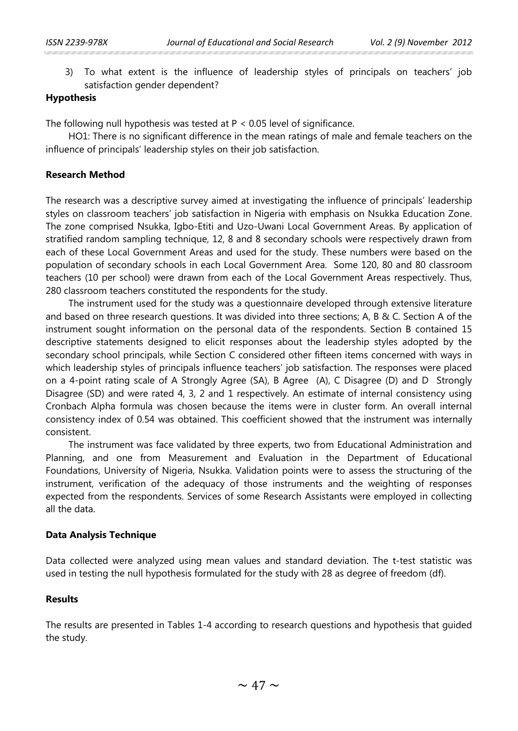3) To what extent is the influence of leadership styles of principals on teachers' job satisfaction gender dependent?

**Hypothesis**

The following null hypothesis was tested at $P < 0.05$ level of significance.

HO1: There is no significant difference in the mean ratings of male and female teachers on the influence of principals' leadership styles on their job satisfaction.

**Research Method**

The research was a descriptive survey aimed at investigating the influence of principals' leadership styles on classroom teachers' job satisfaction in Nigeria with emphasis on Nsukka Education Zone. The zone comprised Nsukka, Igbo-Etiti and Uzo-Uwani Local Government Areas. By application of stratified random sampling technique, 12, 8 and 8 secondary schools were respectively drawn from each of these Local Government Areas and used for the study. These numbers were based on the population of secondary schools in each Local Government Area. Some 120, 80 and 80 classroom teachers (10 per school) were drawn from each of the Local Government Areas respectively. Thus, 280 classroom teachers constituted the respondents for the study.

The instrument used for the study was a questionnaire developed through extensive literature and based on three research questions. It was divided into three sections; A, B & C. Section A of the instrument sought information on the personal data of the respondents. Section B contained 15 descriptive statements designed to elicit responses about the leadership styles adopted by the secondary school principals, while Section C considered other fifteen items concerned with ways in which leadership styles of principals influence teachers' job satisfaction. The responses were placed on a 4-point rating scale of A Strongly Agree (SA), B Agree (A), C Disagree (D) and D Strongly Disagree (SD) and were rated 4, 3, 2 and 1 respectively. An estimate of internal consistency using Cronbach Alpha formula was chosen because the items were in cluster form. An overall internal consistency index of 0.54 was obtained. This coefficient showed that the instrument was internally consistent.

The instrument was face validated by three experts, two from Educational Administration and Planning, and one from Measurement and Evaluation in the Department of Educational Foundations, University of Nigeria, Nsukka. Validation points were to assess the structuring of the instrument, verification of the adequacy of those instruments and the weighting of responses expected from the respondents. Services of some Research Assistants were employed in collecting all the data.

**Data Analysis Technique**

Data collected were analyzed using mean values and standard deviation. The t-test statistic was used in testing the null hypothesis formulated for the study with 28 as degree of freedom (df).

**Results**

The results are presented in Tables 1-4 according to research questions and hypothesis that guided the study.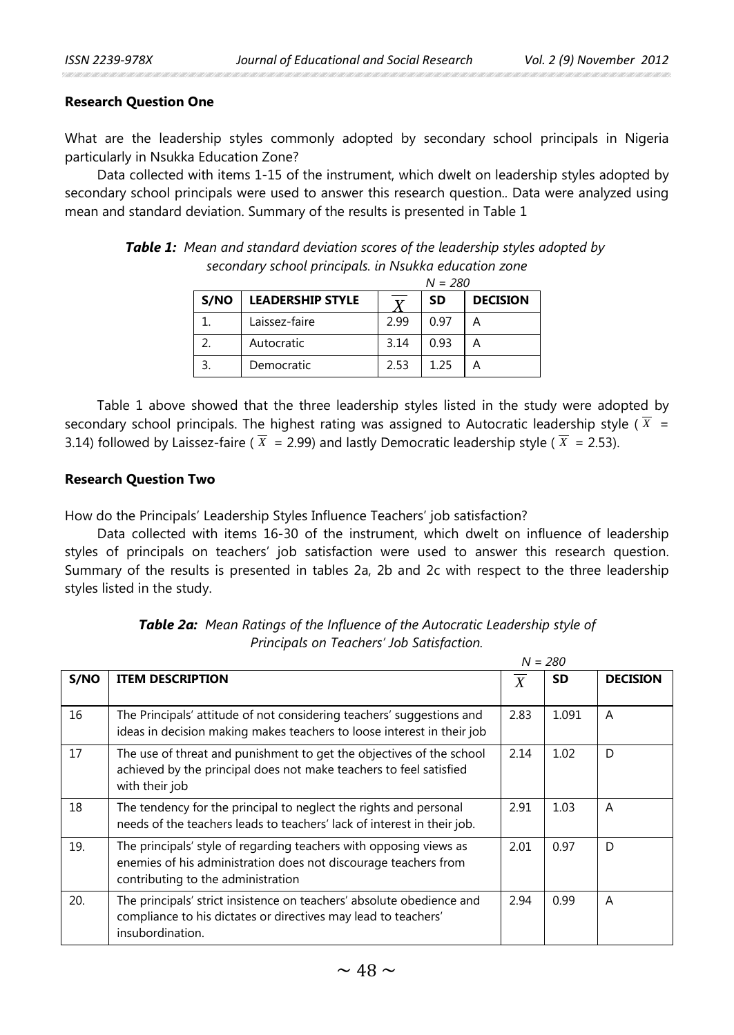**Research Question One**

What are the leadership styles commonly adopted by secondary school principals in Nigeria particularly in Nsukka Education Zone?

Data collected with items 1-15 of the instrument, which dwelt on leadership styles adopted by secondary school principals were used to answer this research question.. Data were analyzed using mean and standard deviation. Summary of the results is presented in Table 1

***Table 1:*** *Mean and standard deviation scores of the leadership styles adopted by secondary school principals. in Nsukka education zone*

*N = 280*

| S/NO | LEADERSHIP STYLE | $\overline{X}$ | SD | DECISION |
|---|---|---|---|---|
| 1. | Laissez-faire | 2.99 | 0.97 | A |
| 2. | Autocratic | 3.14 | 0.93 | A |
| 3. | Democratic | 2.53 | 1.25 | A |

Table 1 above showed that the three leadership styles listed in the study were adopted by secondary school principals. The highest rating was assigned to Autocratic leadership style ( $\overline{X}$ = 3.14) followed by Laissez-faire ( $\overline{X}$ = 2.99) and lastly Democratic leadership style ( $\overline{X}$ = 2.53).

**Research Question Two**

How do the Principals' Leadership Styles Influence Teachers' job satisfaction?

Data collected with items 16-30 of the instrument, which dwelt on influence of leadership styles of principals on teachers' job satisfaction were used to answer this research question. Summary of the results is presented in tables 2a, 2b and 2c with respect to the three leadership styles listed in the study.

***Table 2a:*** *Mean Ratings of the Influence of the Autocratic Leadership style of Principals on Teachers' Job Satisfaction.*

*N = 280*

| S/NO | ITEM DESCRIPTION | $\overline{X}$ | SD | DECISION |
|---|---|---|---|---|
| 16 | The Principals' attitude of not considering teachers' suggestions and ideas in decision making makes teachers to loose interest in their job | 2.83 | 1.091 | A |
| 17 | The use of threat and punishment to get the objectives of the school achieved by the principal does not make teachers to feel satisfied with their job | 2.14 | 1.02 | D |
| 18 | The tendency for the principal to neglect the rights and personal needs of the teachers leads to teachers' lack of interest in their job. | 2.91 | 1.03 | A |
| 19. | The principals' style of regarding teachers with opposing views as enemies of his administration does not discourage teachers from contributing to the administration | 2.01 | 0.97 | D |
| 20. | The principals' strict insistence on teachers' absolute obedience and compliance to his dictates or directives may lead to teachers' insubordination. | 2.94 | 0.99 | A |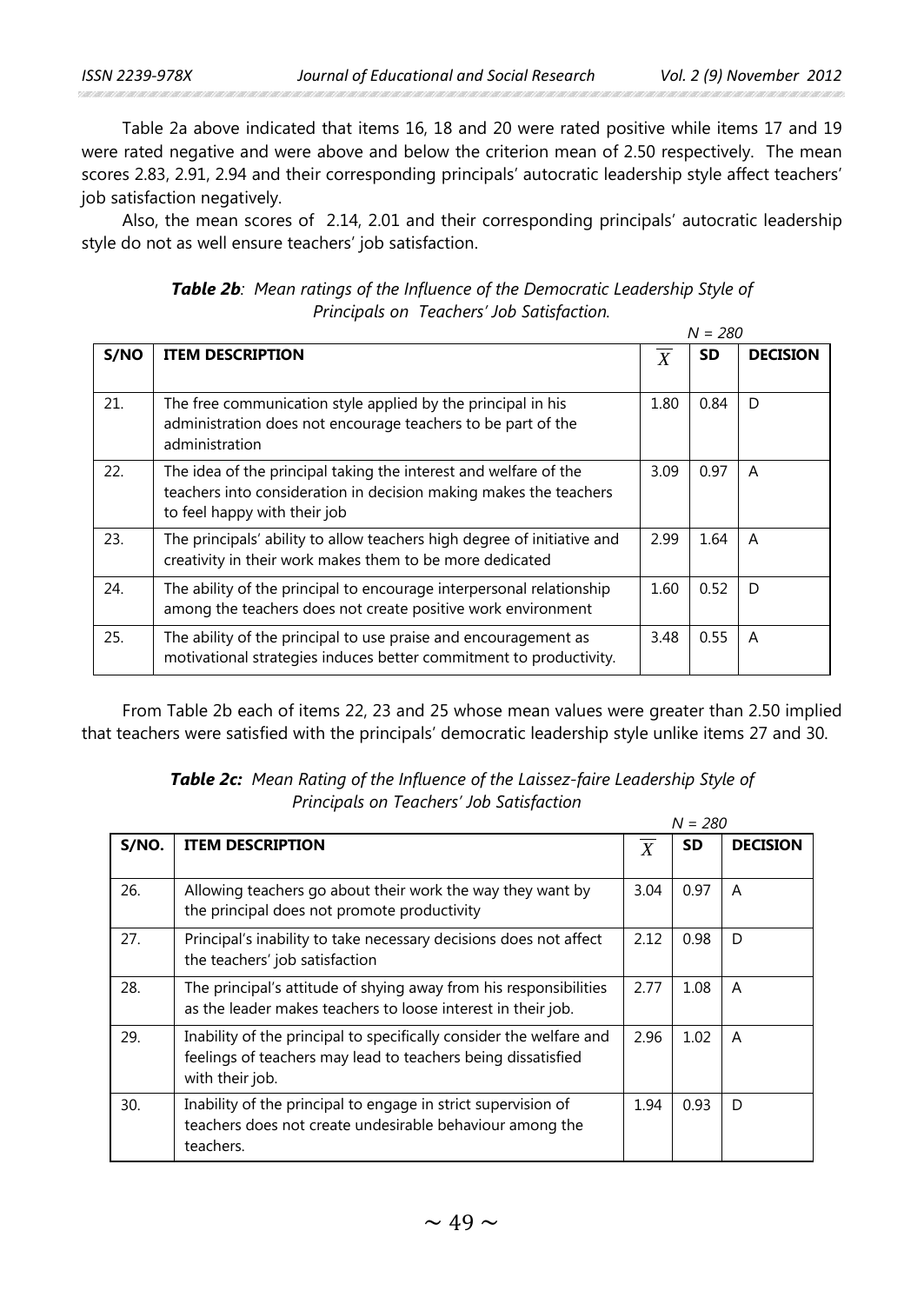Table 2a above indicated that items 16, 18 and 20 were rated positive while items 17 and 19 were rated negative and were above and below the criterion mean of 2.50 respectively. The mean scores 2.83, 2.91, 2.94 and their corresponding principals' autocratic leadership style affect teachers' job satisfaction negatively.

Also, the mean scores of 2.14, 2.01 and their corresponding principals' autocratic leadership style do not as well ensure teachers' job satisfaction.

***Table 2b**: Mean ratings of the Influence of the Democratic Leadership Style of Principals on Teachers' Job Satisfaction.*

*N = 280*

| S/NO | ITEM DESCRIPTION | $\overline{X}$ | SD | DECISION |
|---|---|---|---|---|
| 21. | The free communication style applied by the principal in his administration does not encourage teachers to be part of the administration | 1.80 | 0.84 | D |
| 22. | The idea of the principal taking the interest and welfare of the teachers into consideration in decision making makes the teachers to feel happy with their job | 3.09 | 0.97 | A |
| 23. | The principals' ability to allow teachers high degree of initiative and creativity in their work makes them to be more dedicated | 2.99 | 1.64 | A |
| 24. | The ability of the principal to encourage interpersonal relationship among the teachers does not create positive work environment | 1.60 | 0.52 | D |
| 25. | The ability of the principal to use praise and encouragement as motivational strategies induces better commitment to productivity. | 3.48 | 0.55 | A |

From Table 2b each of items 22, 23 and 25 whose mean values were greater than 2.50 implied that teachers were satisfied with the principals' democratic leadership style unlike items 27 and 30.

***Table 2c:** Mean Rating of the Influence of the Laissez-faire Leadership Style of Principals on Teachers' Job Satisfaction*

*N = 280*

| S/NO. | ITEM DESCRIPTION | $\overline{X}$ | SD | DECISION |
|---|---|---|---|---|
| 26. | Allowing teachers go about their work the way they want by the principal does not promote productivity | 3.04 | 0.97 | A |
| 27. | Principal's inability to take necessary decisions does not affect the teachers' job satisfaction | 2.12 | 0.98 | D |
| 28. | The principal's attitude of shying away from his responsibilities as the leader makes teachers to loose interest in their job. | 2.77 | 1.08 | A |
| 29. | Inability of the principal to specifically consider the welfare and feelings of teachers may lead to teachers being dissatisfied with their job. | 2.96 | 1.02 | A |
| 30. | Inability of the principal to engage in strict supervision of teachers does not create undesirable behaviour among the teachers. | 1.94 | 0.93 | D |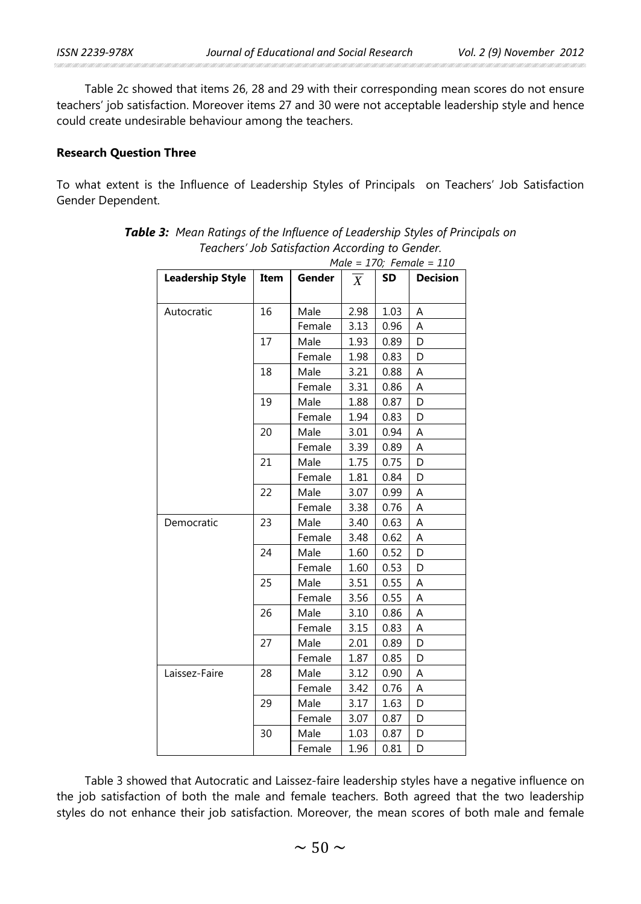Table 2c showed that items 26, 28 and 29 with their corresponding mean scores do not ensure teachers' job satisfaction. Moreover items 27 and 30 were not acceptable leadership style and hence could create undesirable behaviour among the teachers.

**Research Question Three**

To what extent is the Influence of Leadership Styles of Principals on Teachers' Job Satisfaction Gender Dependent.

***Table 3:*** *Mean Ratings of the Influence of Leadership Styles of Principals on Teachers' Job Satisfaction According to Gender.*

*Male = 170; Female = 110*

| Leadership Style | Item | Gender | $\overline{X}$ | SD | Decision |
|---|---|---|---|---|---|
| Autocratic | 16 | Male | 2.98 | 1.03 | A |
| | | Female | 3.13 | 0.96 | A |
| | 17 | Male | 1.93 | 0.89 | D |
| | | Female | 1.98 | 0.83 | D |
| | 18 | Male | 3.21 | 0.88 | A |
| | | Female | 3.31 | 0.86 | A |
| | 19 | Male | 1.88 | 0.87 | D |
| | | Female | 1.94 | 0.83 | D |
| | 20 | Male | 3.01 | 0.94 | A |
| | | Female | 3.39 | 0.89 | A |
| | 21 | Male | 1.75 | 0.75 | D |
| | | Female | 1.81 | 0.84 | D |
| | 22 | Male | 3.07 | 0.99 | A |
| | | Female | 3.38 | 0.76 | A |
| Democratic | 23 | Male | 3.40 | 0.63 | A |
| | | Female | 3.48 | 0.62 | A |
| | 24 | Male | 1.60 | 0.52 | D |
| | | Female | 1.60 | 0.53 | D |
| | 25 | Male | 3.51 | 0.55 | A |
| | | Female | 3.56 | 0.55 | A |
| | 26 | Male | 3.10 | 0.86 | A |
| | | Female | 3.15 | 0.83 | A |
| | 27 | Male | 2.01 | 0.89 | D |
| | | Female | 1.87 | 0.85 | D |
| Laissez-Faire | 28 | Male | 3.12 | 0.90 | A |
| | | Female | 3.42 | 0.76 | A |
| | 29 | Male | 3.17 | 1.63 | D |
| | | Female | 3.07 | 0.87 | D |
| | 30 | Male | 1.03 | 0.87 | D |
| | | Female | 1.96 | 0.81 | D |

Table 3 showed that Autocratic and Laissez-faire leadership styles have a negative influence on the job satisfaction of both the male and female teachers. Both agreed that the two leadership styles do not enhance their job satisfaction. Moreover, the mean scores of both male and female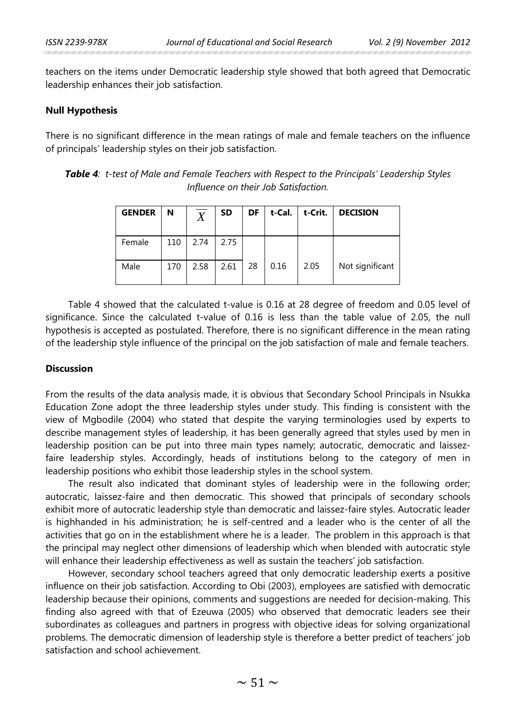teachers on the items under Democratic leadership style showed that both agreed that Democratic leadership enhances their job satisfaction.

**Null Hypothesis**

There is no significant difference in the mean ratings of male and female teachers on the influence of principals' leadership styles on their job satisfaction.

***Table 4**: t-test of Male and Female Teachers with Respect to the Principals' Leadership Styles Influence on their Job Satisfaction.*

| GENDER | N | $\overline{X}$ | SD | DF | t-Cal. | t-Crit. | DECISION |
|---|---|---|---|---|---|---|---|
| Female | 110 | 2.74 | 2.75 | | | | |
| Male | 170 | 2.58 | 2.61 | 28 | 0.16 | 2.05 | Not significant |

Table 4 showed that the calculated t-value is 0.16 at 28 degree of freedom and 0.05 level of significance. Since the calculated t-value of 0.16 is less than the table value of 2.05, the null hypothesis is accepted as postulated. Therefore, there is no significant difference in the mean rating of the leadership style influence of the principal on the job satisfaction of male and female teachers.

**Discussion**

From the results of the data analysis made, it is obvious that Secondary School Principals in Nsukka Education Zone adopt the three leadership styles under study. This finding is consistent with the view of Mgbodile (2004) who stated that despite the varying terminologies used by experts to describe management styles of leadership, it has been generally agreed that styles used by men in leadership position can be put into three main types namely; autocratic, democratic and laissez-faire leadership styles. Accordingly, heads of institutions belong to the category of men in leadership positions who exhibit those leadership styles in the school system.

The result also indicated that dominant styles of leadership were in the following order; autocratic, laissez-faire and then democratic. This showed that principals of secondary schools exhibit more of autocratic leadership style than democratic and laissez-faire styles. Autocratic leader is highhanded in his administration; he is self-centred and a leader who is the center of all the activities that go on in the establishment where he is a leader. The problem in this approach is that the principal may neglect other dimensions of leadership which when blended with autocratic style will enhance their leadership effectiveness as well as sustain the teachers' job satisfaction.

However, secondary school teachers agreed that only democratic leadership exerts a positive influence on their job satisfaction. According to Obi (2003), employees are satisfied with democratic leadership because their opinions, comments and suggestions are needed for decision-making. This finding also agreed with that of Ezeuwa (2005) who observed that democratic leaders see their subordinates as colleagues and partners in progress with objective ideas for solving organizational problems. The democratic dimension of leadership style is therefore a better predict of teachers' job satisfaction and school achievement.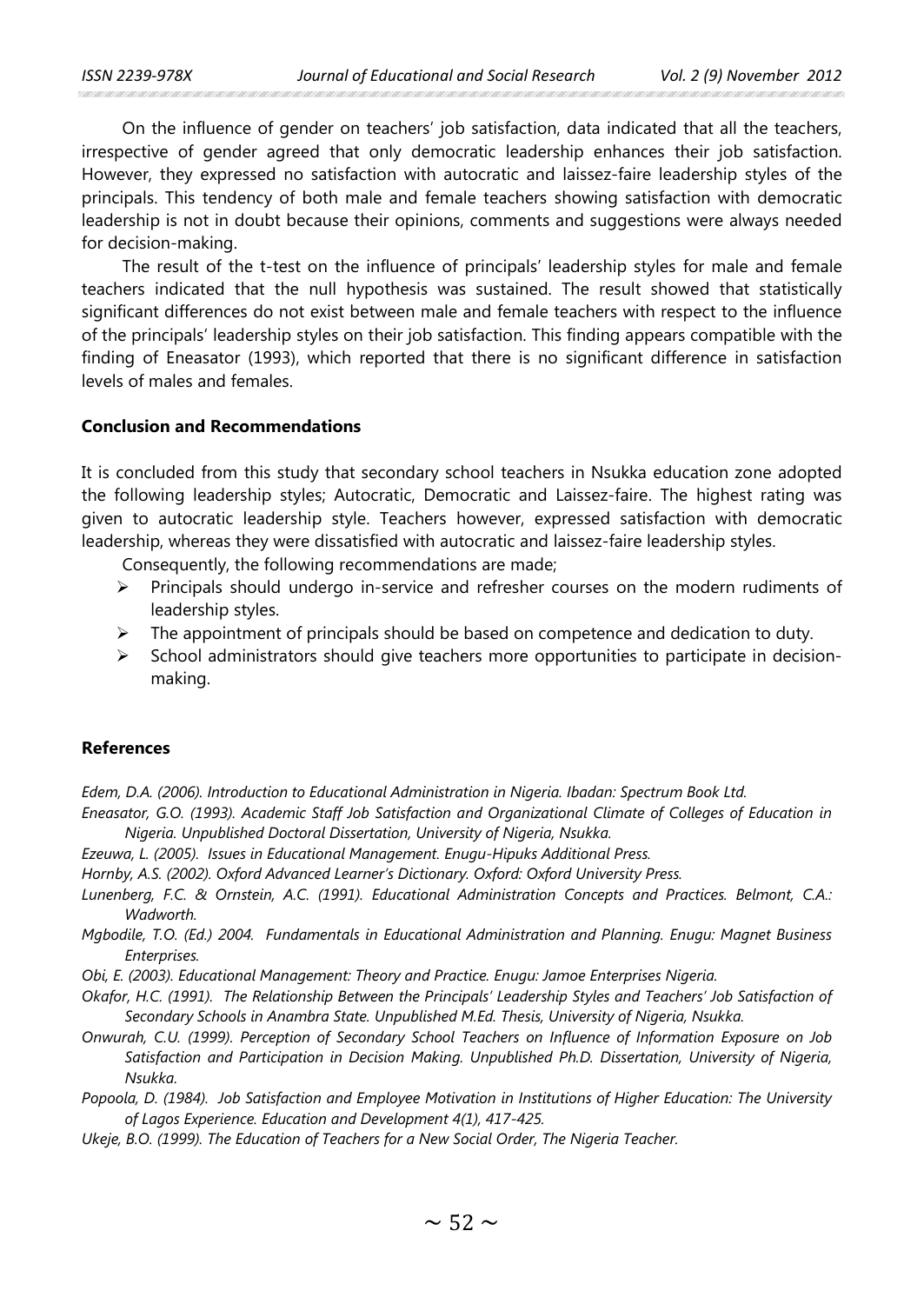On the influence of gender on teachers' job satisfaction, data indicated that all the teachers, irrespective of gender agreed that only democratic leadership enhances their job satisfaction. However, they expressed no satisfaction with autocratic and laissez-faire leadership styles of the principals. This tendency of both male and female teachers showing satisfaction with democratic leadership is not in doubt because their opinions, comments and suggestions were always needed for decision-making.

The result of the t-test on the influence of principals' leadership styles for male and female teachers indicated that the null hypothesis was sustained. The result showed that statistically significant differences do not exist between male and female teachers with respect to the influence of the principals' leadership styles on their job satisfaction. This finding appears compatible with the finding of Eneasator (1993), which reported that there is no significant difference in satisfaction levels of males and females.

## Conclusion and Recommendations

It is concluded from this study that secondary school teachers in Nsukka education zone adopted the following leadership styles; Autocratic, Democratic and Laissez-faire. The highest rating was given to autocratic leadership style. Teachers however, expressed satisfaction with democratic leadership, whereas they were dissatisfied with autocratic and laissez-faire leadership styles.

Consequently, the following recommendations are made;

- Principals should undergo in-service and refresher courses on the modern rudiments of leadership styles.
- The appointment of principals should be based on competence and dedication to duty.
- School administrators should give teachers more opportunities to participate in decision-making.

## References

*Edem, D.A. (2006). Introduction to Educational Administration in Nigeria. Ibadan: Spectrum Book Ltd.*

*Eneasator, G.O. (1993). Academic Staff Job Satisfaction and Organizational Climate of Colleges of Education in Nigeria. Unpublished Doctoral Dissertation, University of Nigeria, Nsukka.*

*Ezeuwa, L. (2005). Issues in Educational Management. Enugu-Hipuks Additional Press.*

*Hornby, A.S. (2002). Oxford Advanced Learner's Dictionary. Oxford: Oxford University Press.*

*Lunenberg, F.C. & Ornstein, A.C. (1991). Educational Administration Concepts and Practices. Belmont, C.A.: Wadworth.*

*Mgbodile, T.O. (Ed.) 2004. Fundamentals in Educational Administration and Planning. Enugu: Magnet Business Enterprises.*

*Obi, E. (2003). Educational Management: Theory and Practice. Enugu: Jamoe Enterprises Nigeria.*

*Okafor, H.C. (1991). The Relationship Between the Principals' Leadership Styles and Teachers' Job Satisfaction of Secondary Schools in Anambra State. Unpublished M.Ed. Thesis, University of Nigeria, Nsukka.*

*Onwurah, C.U. (1999). Perception of Secondary School Teachers on Influence of Information Exposure on Job Satisfaction and Participation in Decision Making. Unpublished Ph.D. Dissertation, University of Nigeria, Nsukka.*

*Popoola, D. (1984). Job Satisfaction and Employee Motivation in Institutions of Higher Education: The University of Lagos Experience. Education and Development 4(1), 417-425.*

*Ukeje, B.O. (1999). The Education of Teachers for a New Social Order, The Nigeria Teacher.*